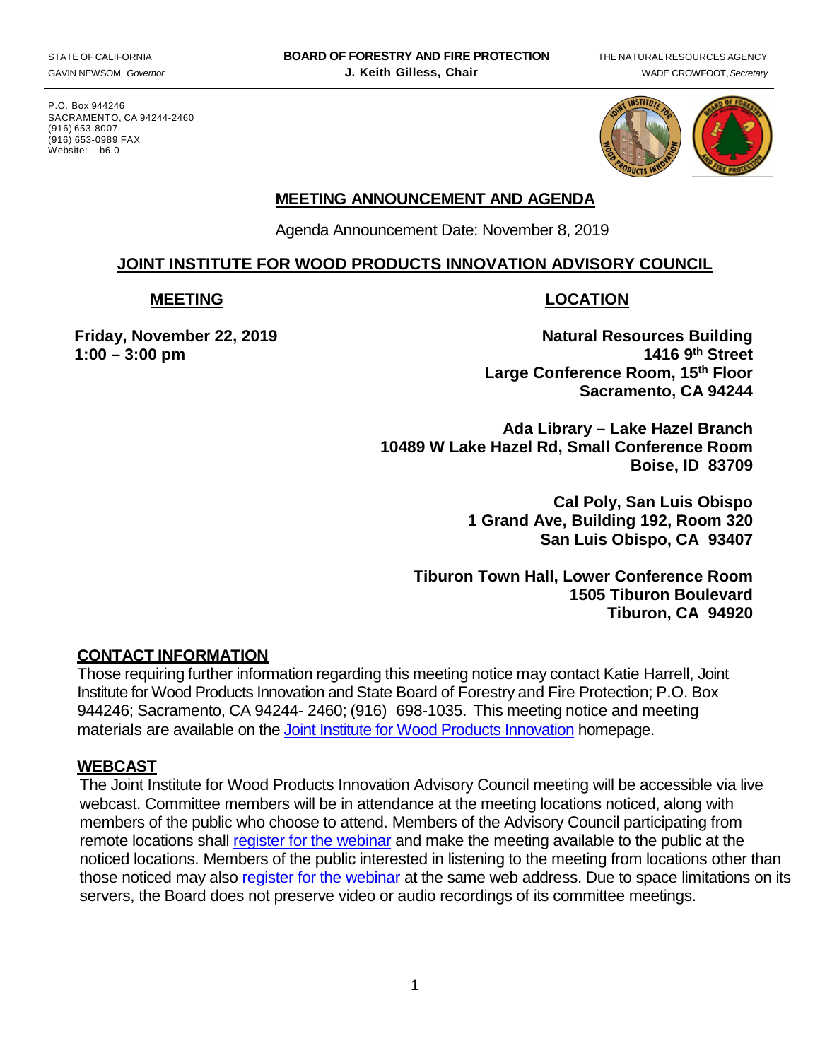STATE OF CALIFORNIA
GAVIN NEWSOM, *Governor*

**BOARD OF FORESTRY AND FIRE PROTECTION**
**J. Keith Gilless, Chair**

THE NATURAL RESOURCES AGENCY
WADE CROWFOOT, *Secretary*

P.O. Box 944246
SACRAMENTO, CA 94244-2460
(916) 653-8007
(916) 653-0989 FAX
Website: - b6-0

## MEETING ANNOUNCEMENT AND AGENDA

Agenda Announcement Date: November 8, 2019

## JOINT INSTITUTE FOR WOOD PRODUCTS INNOVATION ADVISORY COUNCIL

### MEETING

**Friday, November 22, 2019**
**1:00 – 3:00 pm**

### LOCATION

**Natural Resources Building**
**1416 9th Street**
**Large Conference Room, 15th Floor**
**Sacramento, CA 94244**

**Ada Library – Lake Hazel Branch**
**10489 W Lake Hazel Rd, Small Conference Room**
**Boise, ID 83709**

**Cal Poly, San Luis Obispo**
**1 Grand Ave, Building 192, Room 320**
**San Luis Obispo, CA 93407**

**Tiburon Town Hall, Lower Conference Room**
**1505 Tiburon Boulevard**
**Tiburon, CA 94920**

### CONTACT INFORMATION

Those requiring further information regarding this meeting notice may contact Katie Harrell, Joint Institute for Wood Products Innovation and State Board of Forestry and Fire Protection; P.O. Box 944246; Sacramento, CA 94244- 2460; (916) 698-1035. This meeting notice and meeting materials are available on the Joint Institute for Wood Products Innovation homepage.

### WEBCAST

The Joint Institute for Wood Products Innovation Advisory Council meeting will be accessible via live webcast. Committee members will be in attendance at the meeting locations noticed, along with members of the public who choose to attend. Members of the Advisory Council participating from remote locations shall register for the webinar and make the meeting available to the public at the noticed locations. Members of the public interested in listening to the meeting from locations other than those noticed may also register for the webinar at the same web address. Due to space limitations on its servers, the Board does not preserve video or audio recordings of its committee meetings.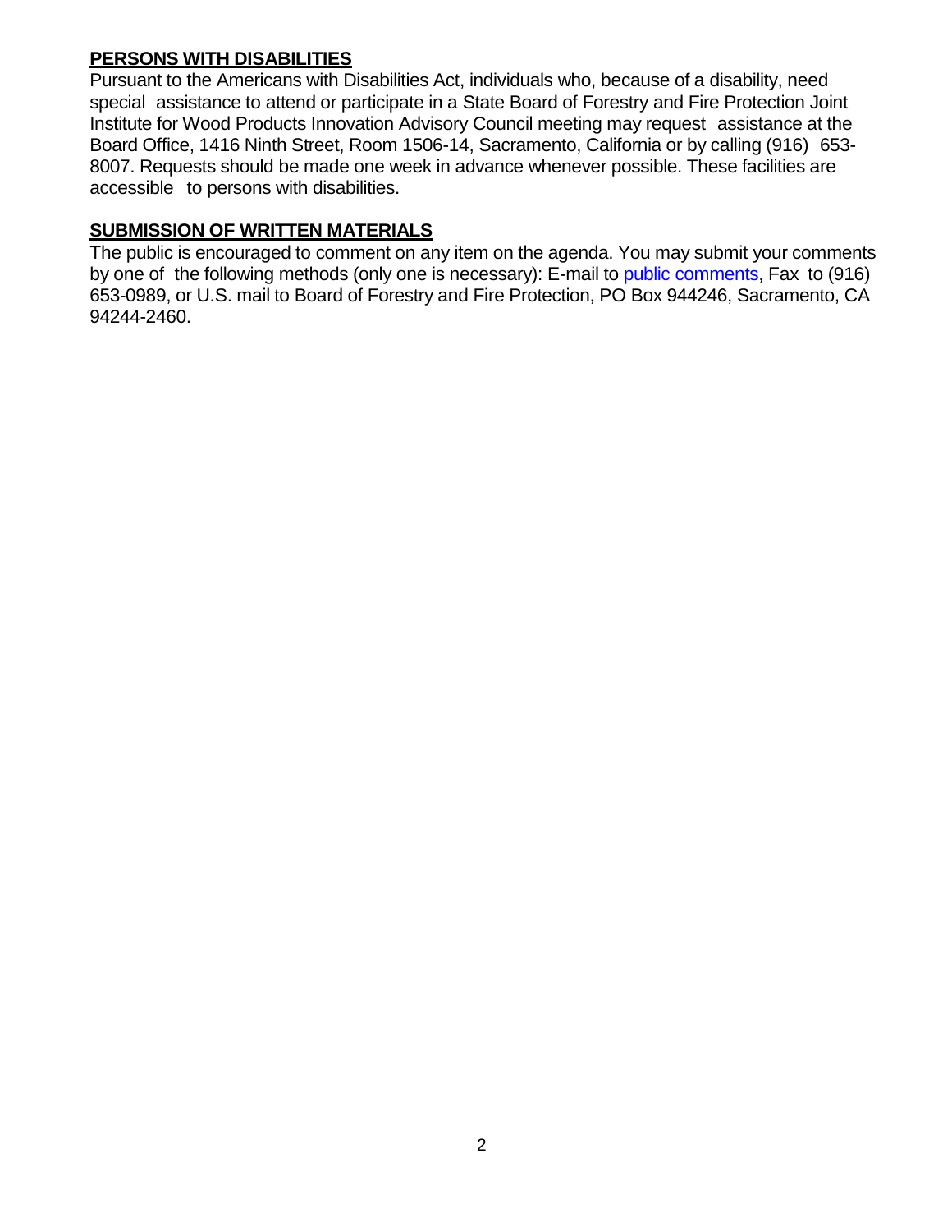## PERSONS WITH DISABILITIES

Pursuant to the Americans with Disabilities Act, individuals who, because of a disability, need special assistance to attend or participate in a State Board of Forestry and Fire Protection Joint Institute for Wood Products Innovation Advisory Council meeting may request assistance at the Board Office, 1416 Ninth Street, Room 1506-14, Sacramento, California or by calling (916) 653-8007. Requests should be made one week in advance whenever possible. These facilities are accessible to persons with disabilities.

## SUBMISSION OF WRITTEN MATERIALS

The public is encouraged to comment on any item on the agenda. You may submit your comments by one of the following methods (only one is necessary): E-mail to public comments, Fax to (916) 653-0989, or U.S. mail to Board of Forestry and Fire Protection, PO Box 944246, Sacramento, CA 94244-2460.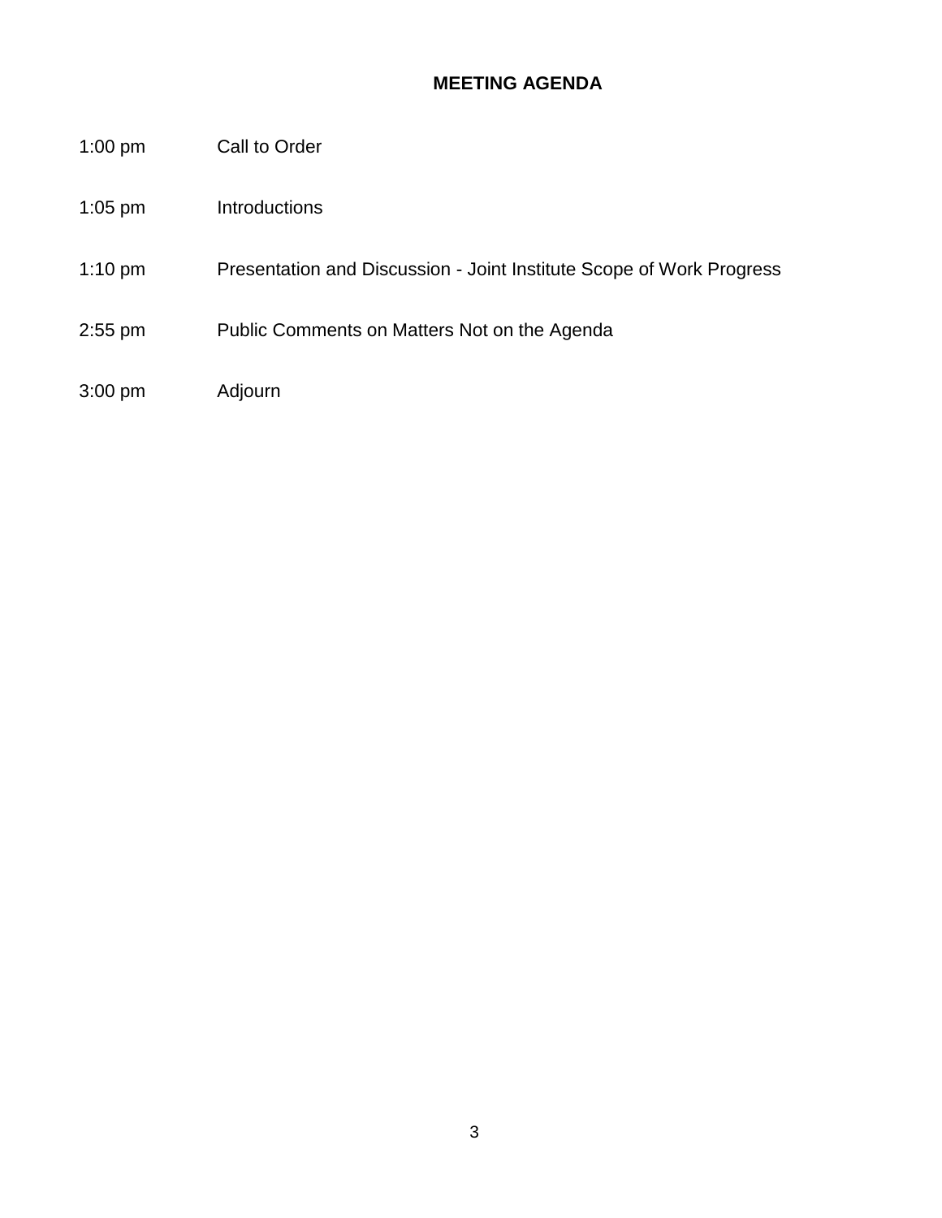## MEETING AGENDA

| | |
|---|---|
| 1:00 pm | Call to Order |
| 1:05 pm | Introductions |
| 1:10 pm | Presentation and Discussion - Joint Institute Scope of Work Progress |
| 2:55 pm | Public Comments on Matters Not on the Agenda |
| 3:00 pm | Adjourn |